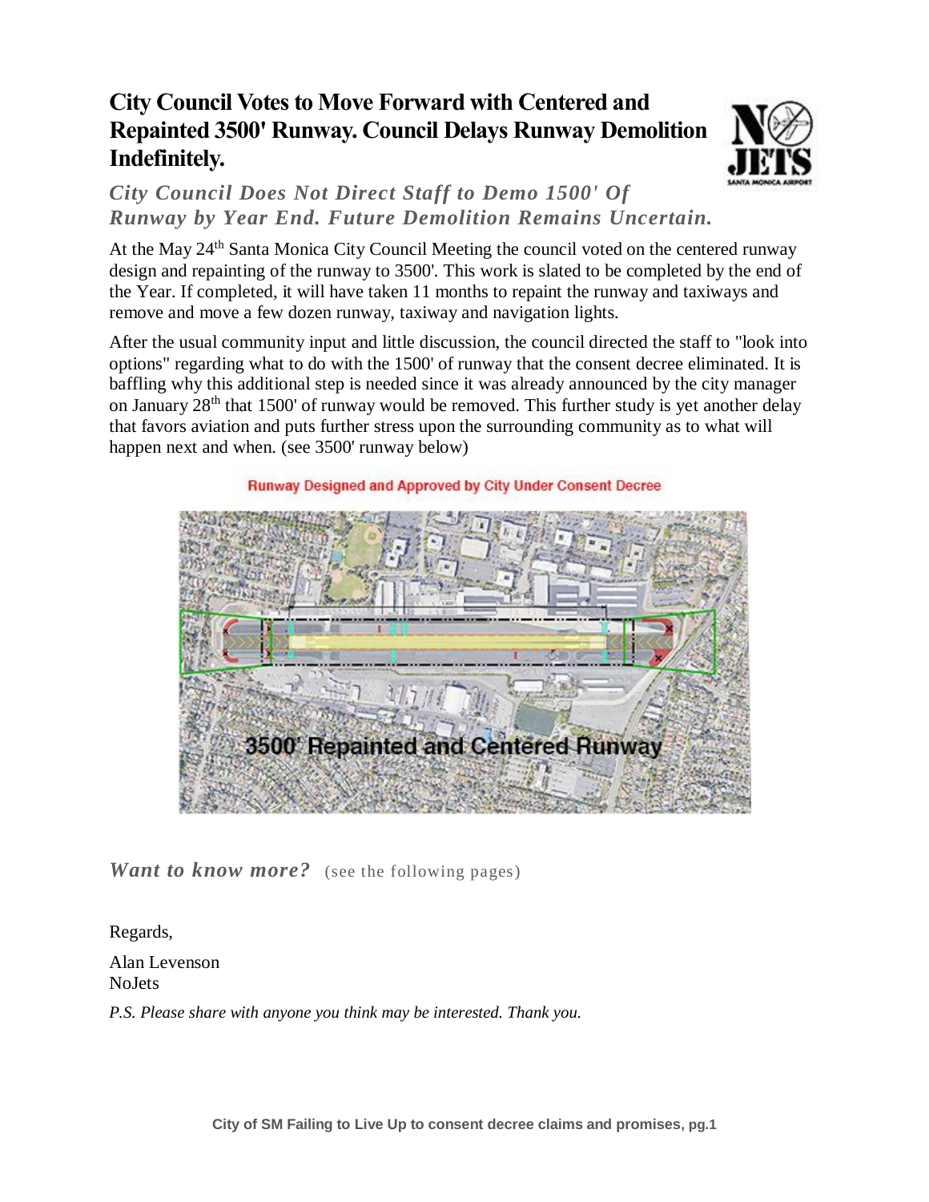# City Council Votes to Move Forward with Centered and Repainted 3500' Runway. Council Delays Runway Demolition Indefinitely.

## *City Council Does Not Direct Staff to Demo 1500' Of Runway by Year End. Future Demolition Remains Uncertain.*

At the May 24th Santa Monica City Council Meeting the council voted on the centered runway design and repainting of the runway to 3500'. This work is slated to be completed by the end of the Year. If completed, it will have taken 11 months to repaint the runway and taxiways and remove and move a few dozen runway, taxiway and navigation lights.

After the usual community input and little discussion, the council directed the staff to "look into options" regarding what to do with the 1500' of runway that the consent decree eliminated. It is baffling why this additional step is needed since it was already announced by the city manager on January 28th that 1500' of runway would be removed. This further study is yet another delay that favors aviation and puts further stress upon the surrounding community as to what will happen next and when. (see 3500' runway below)

Runway Designed and Approved by City Under Consent Decree

3500' Repainted and Centered Runway

***Want to know more?*** (see the following pages)

Regards,

Alan Levenson
NoJets

*P.S. Please share with anyone you think may be interested. Thank you.*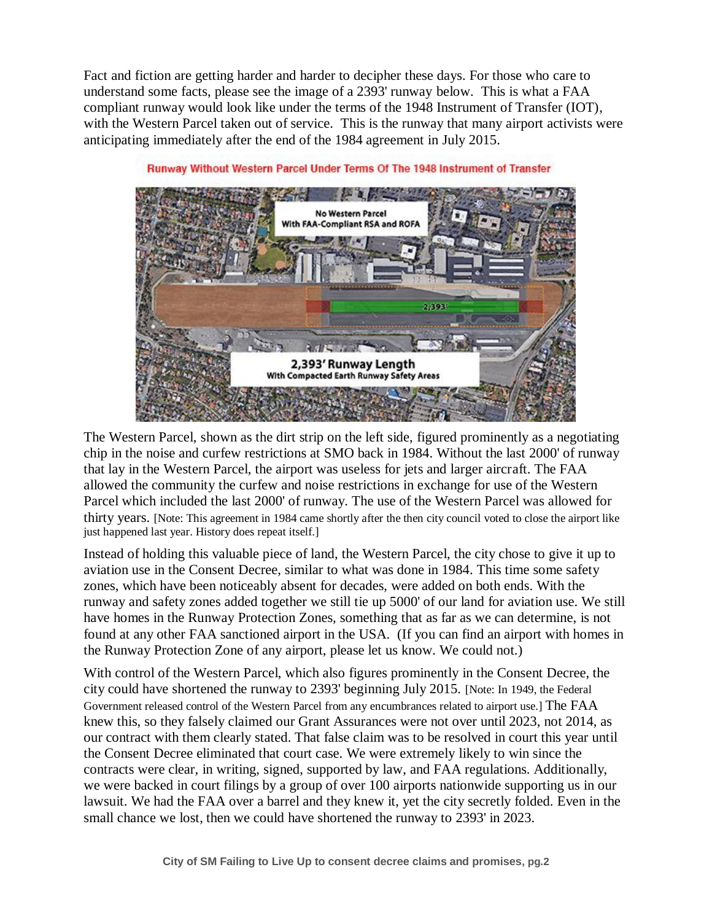Fact and fiction are getting harder and harder to decipher these days. For those who care to understand some facts, please see the image of a 2393' runway below. This is what a FAA compliant runway would look like under the terms of the 1948 Instrument of Transfer (IOT), with the Western Parcel taken out of service. This is the runway that many airport activists were anticipating immediately after the end of the 1984 agreement in July 2015.

Runway Without Western Parcel Under Terms Of The 1948 Instrument of Transfer

No Western Parcel With FAA-Compliant RSA and ROFA

2,393'

2,393' Runway Length With Compacted Earth Runway Safety Areas

The Western Parcel, shown as the dirt strip on the left side, figured prominently as a negotiating chip in the noise and curfew restrictions at SMO back in 1984. Without the last 2000' of runway that lay in the Western Parcel, the airport was useless for jets and larger aircraft. The FAA allowed the community the curfew and noise restrictions in exchange for use of the Western Parcel which included the last 2000' of runway. The use of the Western Parcel was allowed for thirty years. [Note: This agreement in 1984 came shortly after the then city council voted to close the airport like just happened last year. History does repeat itself.]

Instead of holding this valuable piece of land, the Western Parcel, the city chose to give it up to aviation use in the Consent Decree, similar to what was done in 1984. This time some safety zones, which have been noticeably absent for decades, were added on both ends. With the runway and safety zones added together we still tie up 5000' of our land for aviation use. We still have homes in the Runway Protection Zones, something that as far as we can determine, is not found at any other FAA sanctioned airport in the USA. (If you can find an airport with homes in the Runway Protection Zone of any airport, please let us know. We could not.)

With control of the Western Parcel, which also figures prominently in the Consent Decree, the city could have shortened the runway to 2393' beginning July 2015. [Note: In 1949, the Federal Government released control of the Western Parcel from any encumbrances related to airport use.] The FAA knew this, so they falsely claimed our Grant Assurances were not over until 2023, not 2014, as our contract with them clearly stated. That false claim was to be resolved in court this year until the Consent Decree eliminated that court case. We were extremely likely to win since the contracts were clear, in writing, signed, supported by law, and FAA regulations. Additionally, we were backed in court filings by a group of over 100 airports nationwide supporting us in our lawsuit. We had the FAA over a barrel and they knew it, yet the city secretly folded. Even in the small chance we lost, then we could have shortened the runway to 2393' in 2023.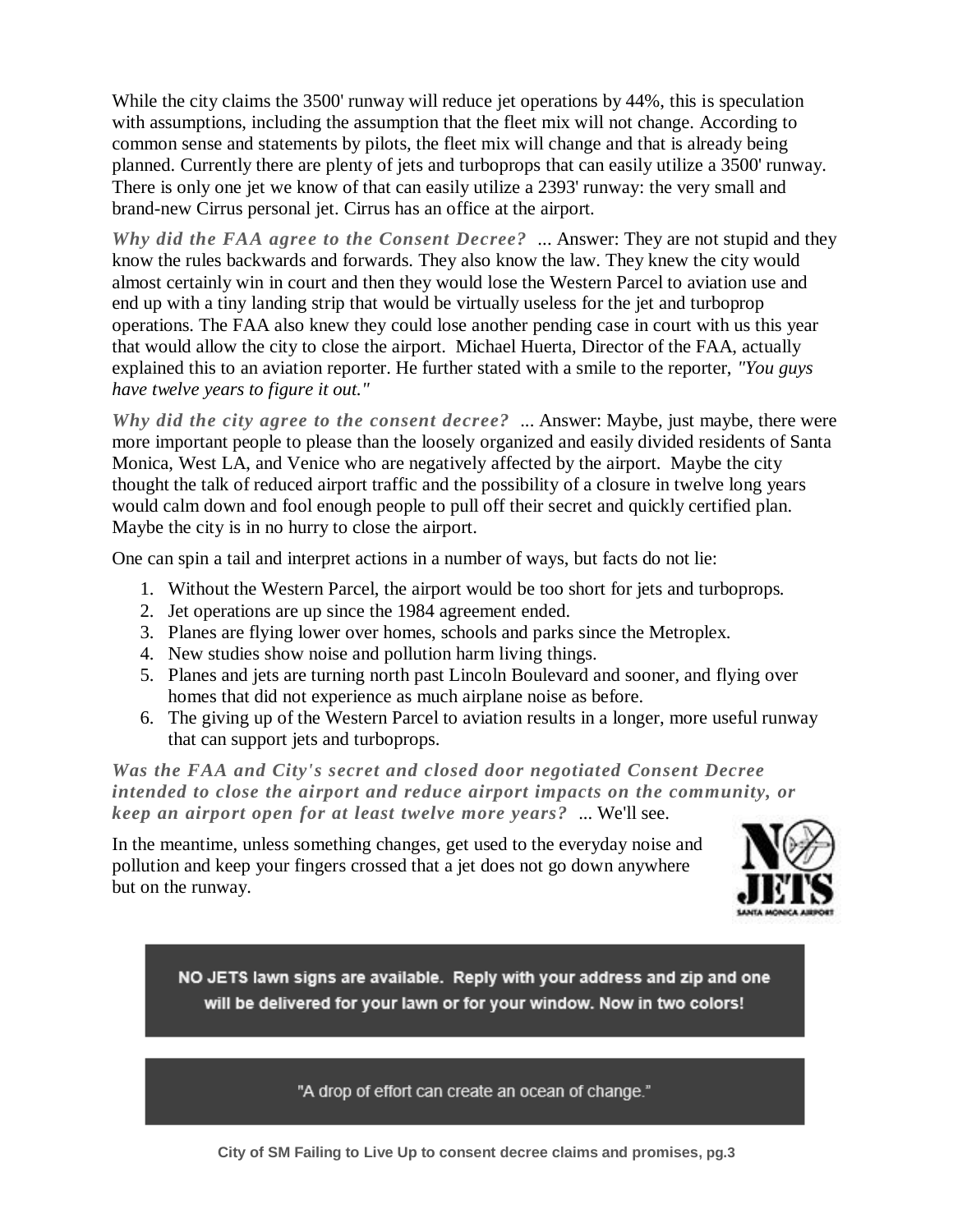While the city claims the 3500' runway will reduce jet operations by 44%, this is speculation with assumptions, including the assumption that the fleet mix will not change. According to common sense and statements by pilots, the fleet mix will change and that is already being planned. Currently there are plenty of jets and turboprops that can easily utilize a 3500' runway. There is only one jet we know of that can easily utilize a 2393' runway: the very small and brand-new Cirrus personal jet. Cirrus has an office at the airport.

***Why did the FAA agree to the Consent Decree?*** ... Answer: They are not stupid and they know the rules backwards and forwards. They also know the law. They knew the city would almost certainly win in court and then they would lose the Western Parcel to aviation use and end up with a tiny landing strip that would be virtually useless for the jet and turboprop operations. The FAA also knew they could lose another pending case in court with us this year that would allow the city to close the airport. Michael Huerta, Director of the FAA, actually explained this to an aviation reporter. He further stated with a smile to the reporter, *"You guys have twelve years to figure it out."*

***Why did the city agree to the consent decree?*** ... Answer: Maybe, just maybe, there were more important people to please than the loosely organized and easily divided residents of Santa Monica, West LA, and Venice who are negatively affected by the airport. Maybe the city thought the talk of reduced airport traffic and the possibility of a closure in twelve long years would calm down and fool enough people to pull off their secret and quickly certified plan. Maybe the city is in no hurry to close the airport.

One can spin a tail and interpret actions in a number of ways, but facts do not lie:

1. Without the Western Parcel, the airport would be too short for jets and turboprops.
2. Jet operations are up since the 1984 agreement ended.
3. Planes are flying lower over homes, schools and parks since the Metroplex.
4. New studies show noise and pollution harm living things.
5. Planes and jets are turning north past Lincoln Boulevard and sooner, and flying over homes that did not experience as much airplane noise as before.
6. The giving up of the Western Parcel to aviation results in a longer, more useful runway that can support jets and turboprops.

***Was the FAA and City's secret and closed door negotiated Consent Decree intended to close the airport and reduce airport impacts on the community, or keep an airport open for at least twelve more years?*** ... We'll see.

In the meantime, unless something changes, get used to the everyday noise and pollution and keep your fingers crossed that a jet does not go down anywhere but on the runway.

NO JETS SANTA MONICA AIRPORT

**NO JETS lawn signs are available. Reply with your address and zip and one will be delivered for your lawn or for your window. Now in two colors!**

"A drop of effort can create an ocean of change."

**City of SM Failing to Live Up to consent decree claims and promises, pg.3**